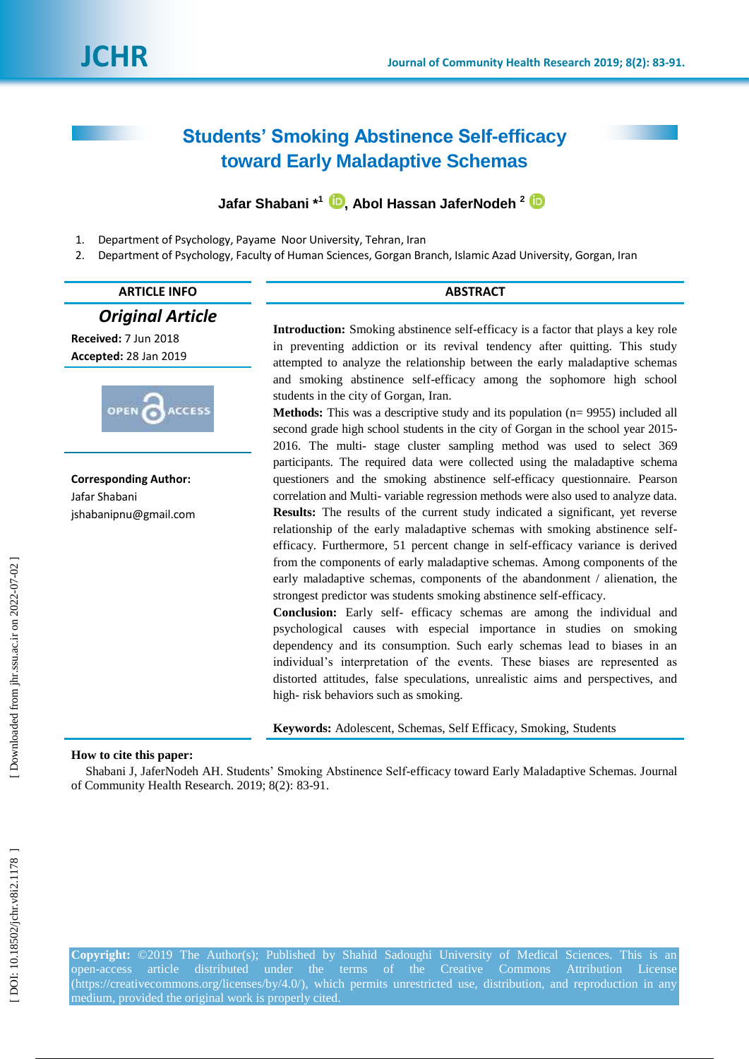# Students' Smoking Abstinence Self-efficacy toward Early Maladaptive Schemas

**Jafar Shabani *[1], Abol Hassan JaferNodeh [2]**

1. Department of Psychology, Payame Noor University, Tehran, Iran
2. Department of Psychology, Faculty of Human Sciences, Gorgan Branch, Islamic Azad University, Gorgan, Iran

## ARTICLE INFO

***Original Article***

**Received:** 7 Jun 2018
**Accepted:** 28 Jan 2019

OPEN ACCESS

**Corresponding Author:**
Jafar Shabani
jshabanipnu@gmail.com

## ABSTRACT

**Introduction:** Smoking abstinence self-efficacy is a factor that plays a key role in preventing addiction or its revival tendency after quitting. This study attempted to analyze the relationship between the early maladaptive schemas and smoking abstinence self-efficacy among the sophomore high school students in the city of Gorgan, Iran.

**Methods:** This was a descriptive study and its population (n= 9955) included all second grade high school students in the city of Gorgan in the school year 2015-2016. The multi- stage cluster sampling method was used to select 369 participants. The required data were collected using the maladaptive schema questioners and the smoking abstinence self-efficacy questionnaire. Pearson correlation and Multi- variable regression methods were also used to analyze data.

**Results:** The results of the current study indicated a significant, yet reverse relationship of the early maladaptive schemas with smoking abstinence self-efficacy. Furthermore, 51 percent change in self-efficacy variance is derived from the components of early maladaptive schemas. Among components of the early maladaptive schemas, components of the abandonment / alienation, the strongest predictor was students smoking abstinence self-efficacy.

**Conclusion:** Early self- efficacy schemas are among the individual and psychological causes with especial importance in studies on smoking dependency and its consumption. Such early schemas lead to biases in an individual's interpretation of the events. These biases are represented as distorted attitudes, false speculations, unrealistic aims and perspectives, and high- risk behaviors such as smoking.

**Keywords:** Adolescent, Schemas, Self Efficacy, Smoking, Students

**How to cite this paper:**

Shabani J, JaferNodeh AH. Students' Smoking Abstinence Self-efficacy toward Early Maladaptive Schemas. Journal of Community Health Research. 2019; 8(2): 83-91.

**Copyright:** ©2019 The Author(s); Published by Shahid Sadoughi University of Medical Sciences. This is an open-access article distributed under the terms of the Creative Commons Attribution License (https://creativecommons.org/licenses/by/4.0/), which permits unrestricted use, distribution, and reproduction in any medium, provided the original work is properly cited.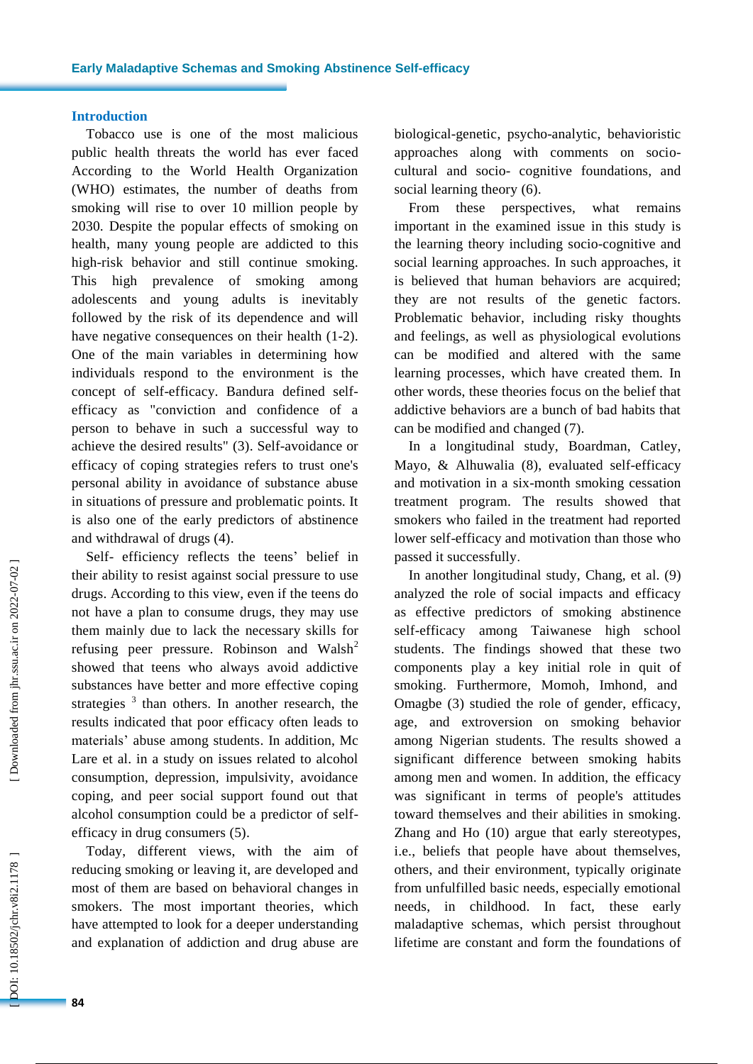## Introduction

Tobacco use is one of the most malicious public health threats the world has ever faced According to the World Health Organization (WHO) estimates, the number of deaths from smoking will rise to over 10 million people by 2030. Despite the popular effects of smoking on health, many young people are addicted to this high-risk behavior and still continue smoking. This high prevalence of smoking among adolescents and young adults is inevitably followed by the risk of its dependence and will have negative consequences on their health (1-2). One of the main variables in determining how individuals respond to the environment is the concept of self-efficacy. Bandura defined self-efficacy as "conviction and confidence of a person to behave in such a successful way to achieve the desired results" (3). Self-avoidance or efficacy of coping strategies refers to trust one's personal ability in avoidance of substance abuse in situations of pressure and problematic points. It is also one of the early predictors of abstinence and withdrawal of drugs (4).

Self- efficiency reflects the teens' belief in their ability to resist against social pressure to use drugs. According to this view, even if the teens do not have a plan to consume drugs, they may use them mainly due to lack the necessary skills for refusing peer pressure. Robinson and Walsh[2] showed that teens who always avoid addictive substances have better and more effective coping strategies [3] than others. In another research, the results indicated that poor efficacy often leads to materials' abuse among students. In addition, Mc Lare et al. in a study on issues related to alcohol consumption, depression, impulsivity, avoidance coping, and peer social support found out that alcohol consumption could be a predictor of self-efficacy in drug consumers (5).

Today, different views, with the aim of reducing smoking or leaving it, are developed and most of them are based on behavioral changes in smokers. The most important theories, which have attempted to look for a deeper understanding and explanation of addiction and drug abuse are biological-genetic, psycho-analytic, behavioristic approaches along with comments on socio-cultural and socio- cognitive foundations, and social learning theory (6).

From these perspectives, what remains important in the examined issue in this study is the learning theory including socio-cognitive and social learning approaches. In such approaches, it is believed that human behaviors are acquired; they are not results of the genetic factors. Problematic behavior, including risky thoughts and feelings, as well as physiological evolutions can be modified and altered with the same learning processes, which have created them. In other words, these theories focus on the belief that addictive behaviors are a bunch of bad habits that can be modified and changed (7).

In a longitudinal study, Boardman, Catley, Mayo, & Alhuwalia (8), evaluated self-efficacy and motivation in a six-month smoking cessation treatment program. The results showed that smokers who failed in the treatment had reported lower self-efficacy and motivation than those who passed it successfully.

In another longitudinal study, Chang, et al. (9) analyzed the role of social impacts and efficacy as effective predictors of smoking abstinence self-efficacy among Taiwanese high school students. The findings showed that these two components play a key initial role in quit of smoking. Furthermore, Momoh, Imhond, and Omagbe (3) studied the role of gender, efficacy, age, and extroversion on smoking behavior among Nigerian students. The results showed a significant difference between smoking habits among men and women. In addition, the efficacy was significant in terms of people's attitudes toward themselves and their abilities in smoking. Zhang and Ho (10) argue that early stereotypes, i.e., beliefs that people have about themselves, others, and their environment, typically originate from unfulfilled basic needs, especially emotional needs, in childhood. In fact, these early maladaptive schemas, which persist throughout lifetime are constant and form the foundations of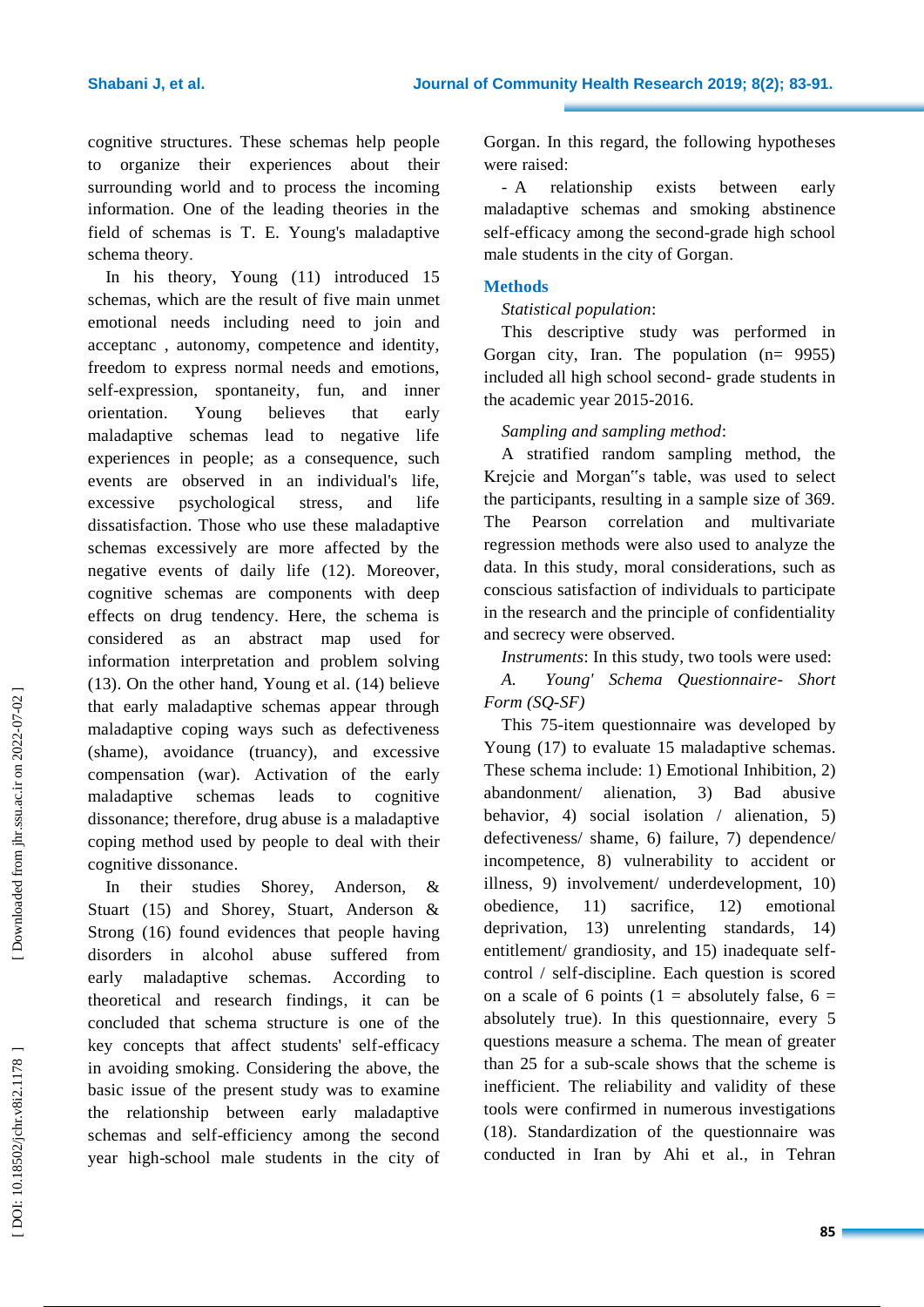cognitive structures. These schemas help people to organize their experiences about their surrounding world and to process the incoming information. One of the leading theories in the field of schemas is T. E. Young's maladaptive schema theory.

In his theory, Young (11) introduced 15 schemas, which are the result of five main unmet emotional needs including need to join and acceptanc , autonomy, competence and identity, freedom to express normal needs and emotions, self-expression, spontaneity, fun, and inner orientation. Young believes that early maladaptive schemas lead to negative life experiences in people; as a consequence, such events are observed in an individual's life, excessive psychological stress, and life dissatisfaction. Those who use these maladaptive schemas excessively are more affected by the negative events of daily life (12). Moreover, cognitive schemas are components with deep effects on drug tendency. Here, the schema is considered as an abstract map used for information interpretation and problem solving (13). On the other hand, Young et al. (14) believe that early maladaptive schemas appear through maladaptive coping ways such as defectiveness (shame), avoidance (truancy), and excessive compensation (war). Activation of the early maladaptive schemas leads to cognitive dissonance; therefore, drug abuse is a maladaptive coping method used by people to deal with their cognitive dissonance.

In their studies Shorey, Anderson, & Stuart (15) and Shorey, Stuart, Anderson & Strong (16) found evidences that people having disorders in alcohol abuse suffered from early maladaptive schemas. According to theoretical and research findings, it can be concluded that schema structure is one of the key concepts that affect students' self-efficacy in avoiding smoking. Considering the above, the basic issue of the present study was to examine the relationship between early maladaptive schemas and self-efficiency among the second year high-school male students in the city of Gorgan. In this regard, the following hypotheses were raised:

- A relationship exists between early maladaptive schemas and smoking abstinence self-efficacy among the second-grade high school male students in the city of Gorgan.

## Methods

*Statistical population*:

This descriptive study was performed in Gorgan city, Iran. The population (n= 9955) included all high school second- grade students in the academic year 2015-2016.

*Sampling and sampling method*:

A stratified random sampling method, the Krejcie and Morgan"s table, was used to select the participants, resulting in a sample size of 369. The Pearson correlation and multivariate regression methods were also used to analyze the data. In this study, moral considerations, such as conscious satisfaction of individuals to participate in the research and the principle of confidentiality and secrecy were observed.

*Instruments*: In this study, two tools were used:

*A. Young' Schema Questionnaire- Short Form (SQ-SF)*

This 75-item questionnaire was developed by Young (17) to evaluate 15 maladaptive schemas. These schema include: 1) Emotional Inhibition, 2) abandonment/ alienation, 3) Bad abusive behavior, 4) social isolation / alienation, 5) defectiveness/ shame, 6) failure, 7) dependence/ incompetence, 8) vulnerability to accident or illness, 9) involvement/ underdevelopment, 10) obedience, 11) sacrifice, 12) emotional deprivation, 13) unrelenting standards, 14) entitlement/ grandiosity, and 15) inadequate self-control / self-discipline. Each question is scored on a scale of 6 points (1 = absolutely false, 6 = absolutely true). In this questionnaire, every 5 questions measure a schema. The mean of greater than 25 for a sub-scale shows that the scheme is inefficient. The reliability and validity of these tools were confirmed in numerous investigations (18). Standardization of the questionnaire was conducted in Iran by Ahi et al., in Tehran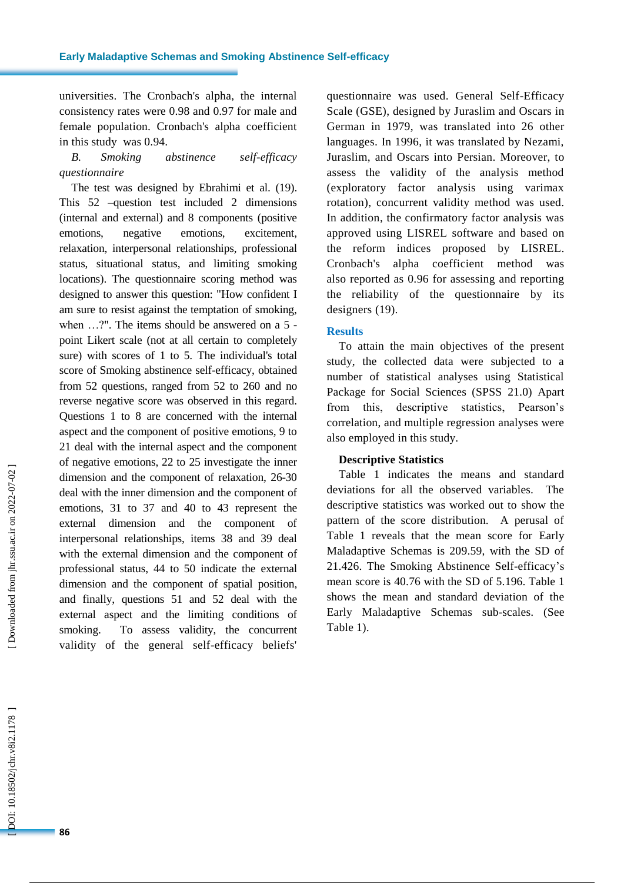universities. The Cronbach's alpha, the internal consistency rates were 0.98 and 0.97 for male and female population. Cronbach's alpha coefficient in this study was 0.94.

*B. Smoking abstinence self-efficacy questionnaire*

The test was designed by Ebrahimi et al. (19). This 52 –question test included 2 dimensions (internal and external) and 8 components (positive emotions, negative emotions, excitement, relaxation, interpersonal relationships, professional status, situational status, and limiting smoking locations). The questionnaire scoring method was designed to answer this question: "How confident I am sure to resist against the temptation of smoking, when …?". The items should be answered on a 5 -point Likert scale (not at all certain to completely sure) with scores of 1 to 5. The individual's total score of Smoking abstinence self-efficacy, obtained from 52 questions, ranged from 52 to 260 and no reverse negative score was observed in this regard. Questions 1 to 8 are concerned with the internal aspect and the component of positive emotions, 9 to 21 deal with the internal aspect and the component of negative emotions, 22 to 25 investigate the inner dimension and the component of relaxation, 26-30 deal with the inner dimension and the component of emotions, 31 to 37 and 40 to 43 represent the external dimension and the component of interpersonal relationships, items 38 and 39 deal with the external dimension and the component of professional status, 44 to 50 indicate the external dimension and the component of spatial position, and finally, questions 51 and 52 deal with the external aspect and the limiting conditions of smoking. To assess validity, the concurrent validity of the general self-efficacy beliefs' questionnaire was used. General Self-Efficacy Scale (GSE), designed by Juraslim and Oscars in German in 1979, was translated into 26 other languages. In 1996, it was translated by Nezami, Juraslim, and Oscars into Persian. Moreover, to assess the validity of the analysis method (exploratory factor analysis using varimax rotation), concurrent validity method was used. In addition, the confirmatory factor analysis was approved using LISREL software and based on the reform indices proposed by LISREL. Cronbach's alpha coefficient method was also reported as 0.96 for assessing and reporting the reliability of the questionnaire by its designers (19).

## Results

To attain the main objectives of the present study, the collected data were subjected to a number of statistical analyses using Statistical Package for Social Sciences (SPSS 21.0) Apart from this, descriptive statistics, Pearson's correlation, and multiple regression analyses were also employed in this study.

### Descriptive Statistics

Table 1 indicates the means and standard deviations for all the observed variables. The descriptive statistics was worked out to show the pattern of the score distribution. A perusal of Table 1 reveals that the mean score for Early Maladaptive Schemas is 209.59, with the SD of 21.426. The Smoking Abstinence Self-efficacy's mean score is 40.76 with the SD of 5.196. Table 1 shows the mean and standard deviation of the Early Maladaptive Schemas sub-scales. (See Table 1).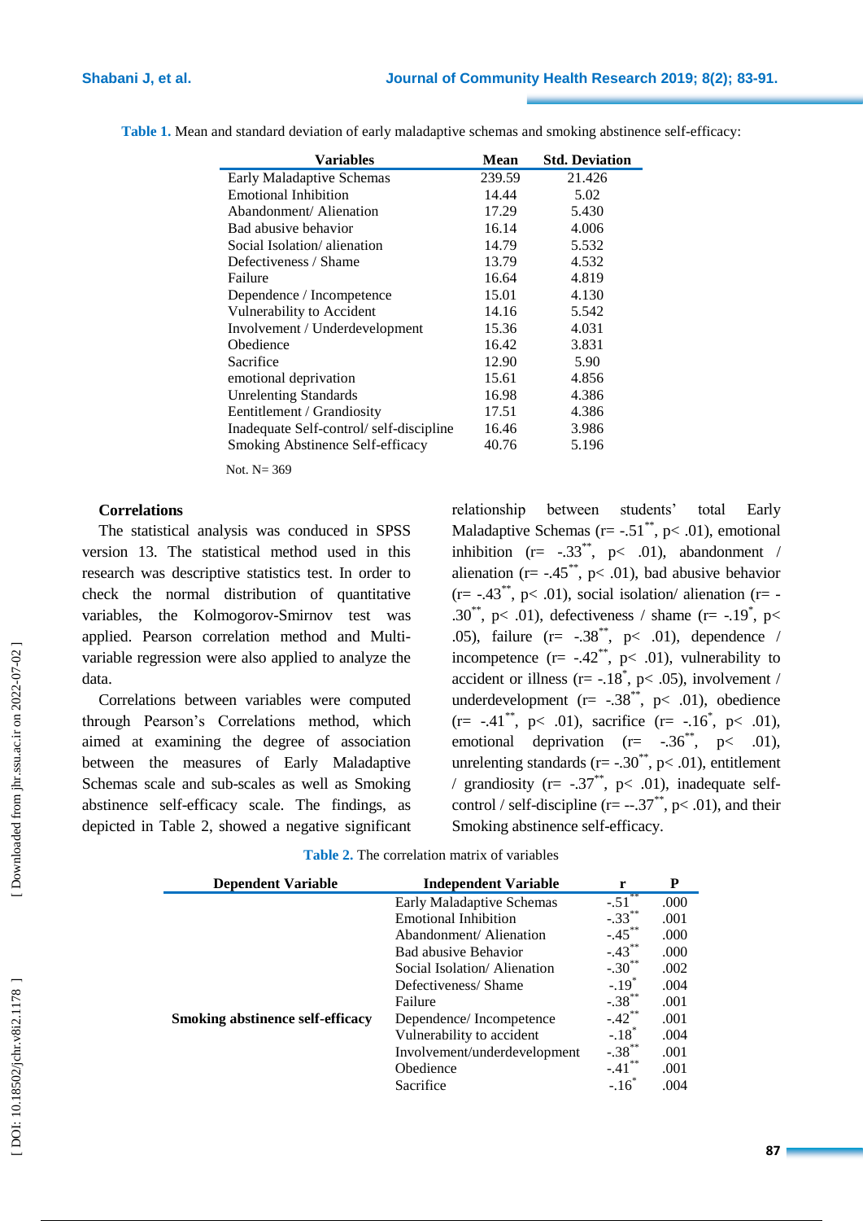**Table 1.** Mean and standard deviation of early maladaptive schemas and smoking abstinence self-efficacy:

| Variables | Mean | Std. Deviation |
|---|---|---|
| Early Maladaptive Schemas | 239.59 | 21.426 |
| Emotional Inhibition | 14.44 | 5.02 |
| Abandonment/ Alienation | 17.29 | 5.430 |
| Bad abusive behavior | 16.14 | 4.006 |
| Social Isolation/ alienation | 14.79 | 5.532 |
| Defectiveness / Shame | 13.79 | 4.532 |
| Failure | 16.64 | 4.819 |
| Dependence / Incompetence | 15.01 | 4.130 |
| Vulnerability to Accident | 14.16 | 5.542 |
| Involvement / Underdevelopment | 15.36 | 4.031 |
| Obedience | 16.42 | 3.831 |
| Sacrifice | 12.90 | 5.90 |
| emotional deprivation | 15.61 | 4.856 |
| Unrelenting Standards | 16.98 | 4.386 |
| Eentitlement / Grandiosity | 17.51 | 4.386 |
| Inadequate Self-control/ self-discipline | 16.46 | 3.986 |
| Smoking Abstinence Self-efficacy | 40.76 | 5.196 |

Not. N= 369

**Correlations**

The statistical analysis was conducted in SPSS version 13. The statistical method used in this research was descriptive statistics test. In order to check the normal distribution of quantitative variables, the Kolmogorov-Smirnov test was applied. Pearson correlation method and Multi-variable regression were also applied to analyze the data.

Correlations between variables were computed through Pearson's Correlations method, which aimed at examining the degree of association between the measures of Early Maladaptive Schemas scale and sub-scales as well as Smoking abstinence self-efficacy scale. The findings, as depicted in Table 2, showed a negative significant relationship between students' total Early Maladaptive Schemas (r= -.51**, p< .01), emotional inhibition (r= -.33**, p< .01), abandonment / alienation (r= -.45**, p< .01), bad abusive behavior (r= -.43**, p< .01), social isolation/ alienation (r= -.30**, p< .01), defectiveness / shame (r= -.19*, p< .05), failure (r= -.38**, p< .01), dependence / incompetence (r= -.42**, p< .01), vulnerability to accident or illness (r= -.18*, p< .05), involvement / underdevelopment (r= -.38**, p< .01), obedience (r= -.41**, p< .01), sacrifice (r= -.16*, p< .01), emotional deprivation (r= -.36**, p< .01), unrelenting standards (r= -.30**, p< .01), entitlement / grandiosity (r= -.37**, p< .01), inadequate self-control / self-discipline (r= --.37**, p< .01), and their Smoking abstinence self-efficacy.

**Table 2.** The correlation matrix of variables

| Dependent Variable | Independent Variable | r | P |
|---|---|---|---|
| Smoking abstinence self-efficacy | Early Maladaptive Schemas | -.51** | .000 |
| | Emotional Inhibition | -.33** | .001 |
| | Abandonment/ Alienation | -.45** | .000 |
| | Bad abusive Behavior | -.43** | .000 |
| | Social Isolation/ Alienation | -.30** | .002 |
| | Defectiveness/ Shame | -.19* | .004 |
| | Failure | -.38** | .001 |
| | Dependence/ Incompetence | -.42** | .001 |
| | Vulnerability to accident | -.18* | .004 |
| | Involvement/underdevelopment | -.38** | .001 |
| | Obedience | -.41** | .001 |
| | Sacrifice | -.16* | .004 |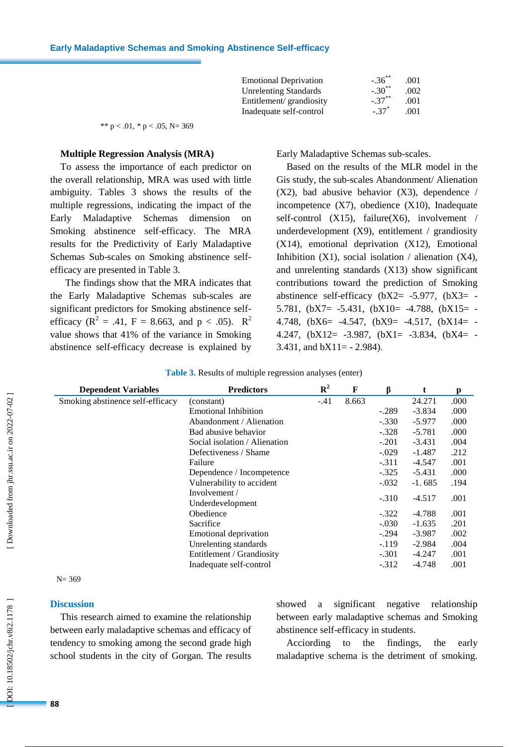| | | |
|---|---|---|
| Emotional Deprivation | -.36** | .001 |
| Unrelenting Standards | -.30** | .002 |
| Entitlement/ grandiosity | -.37** | .001 |
| Inadequate self-control | -.37* | .001 |

** p < .01, * p < .05, N= 369

### Multiple Regression Analysis (MRA)

To assess the importance of each predictor on the overall relationship, MRA was used with little ambiguity. Tables 3 shows the results of the multiple regressions, indicating the impact of the Early Maladaptive Schemas dimension on Smoking abstinence self-efficacy. The MRA results for the Predictivity of Early Maladaptive Schemas Sub-scales on Smoking abstinence self-efficacy are presented in Table 3.

The findings show that the MRA indicates that the Early Maladaptive Schemas sub-scales are significant predictors for Smoking abstinence self-efficacy ($R^2$ = .41, F = 8.663, and p < .05). $R^2$ value shows that 41% of the variance in Smoking abstinence self-efficacy decrease is explained by Early Maladaptive Schemas sub-scales.

Based on the results of the MLR model in the Gis study, the sub-scales Abandonment/ Alienation (X2), bad abusive behavior (X3), dependence / incompetence (X7), obedience (X10), Inadequate self-control (X15), failure(X6), involvement / underdevelopment (X9), entitlement / grandiosity (X14), emotional deprivation (X12), Emotional Inhibition (X1), social isolation / alienation (X4), and unrelenting standards (X13) show significant contributions toward the prediction of Smoking abstinence self-efficacy (bX2= -5.977, (bX3= -5.781, (bX7= -5.431, (bX10= -4.788, (bX15= -4.748, (bX6= -4.547, (bX9= -4.517, (bX14= -4.247, (bX12= -3.987, (bX1= -3.834, (bX4= -3.431, and bX11= - 2.984).

**Table 3.** Results of multiple regression analyses (enter)

| Dependent Variables | Predictors | $R^2$ | F | β | t | p |
|---|---|---|---|---|---|---|
| Smoking abstinence self-efficacy | (constant) | -.41 | 8.663 | | 24.271 | .000 |
| | Emotional Inhibition | | | -.289 | -3.834 | .000 |
| | Abandonment / Alienation | | | -.330 | -5.977 | .000 |
| | Bad abusive behavior | | | -.328 | -5.781 | .000 |
| | Social isolation / Alienation | | | -.201 | -3.431 | .004 |
| | Defectiveness / Shame | | | -.029 | -1.487 | .212 |
| | Failure | | | -.311 | -4.547 | .001 |
| | Dependence / Incompetence | | | -.325 | -5.431 | .000 |
| | Vulnerability to accident | | | -.032 | -1. 685 | .194 |
| | Involvement / Underdevelopment | | | -.310 | -4.517 | .001 |
| | Obedience | | | -.322 | -4.788 | .001 |
| | Sacrifice | | | -.030 | -1.635 | .201 |
| | Emotional deprivation | | | -.294 | -3.987 | .002 |
| | Unrelenting standards | | | -.119 | -2.984 | .004 |
| | Entitlement / Grandiosity | | | -.301 | -4.247 | .001 |
| | Inadequate self-control | | | -.312 | -4.748 | .001 |

N= 369

## Discussion

This research aimed to examine the relationship between early maladaptive schemas and efficacy of tendency to smoking among the second grade high school students in the city of Gorgan. The results showed a significant negative relationship between early maladaptive schemas and Smoking abstinence self-efficacy in students.

Acciording to the findings, the early maladaptive schema is the detriment of smoking.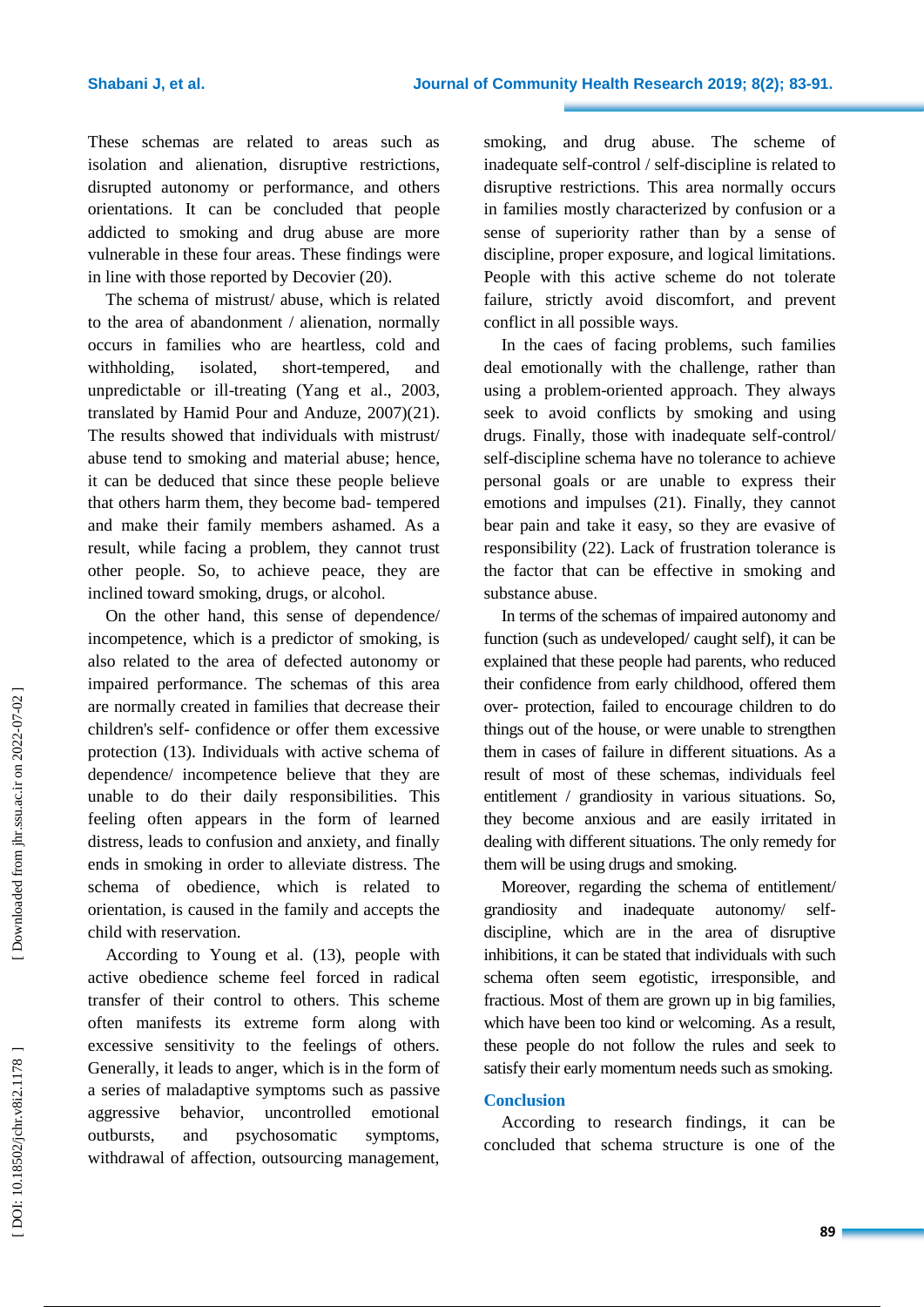These schemas are related to areas such as isolation and alienation, disruptive restrictions, disrupted autonomy or performance, and others orientations. It can be concluded that people addicted to smoking and drug abuse are more vulnerable in these four areas. These findings were in line with those reported by Decovier (20).

The schema of mistrust/ abuse, which is related to the area of abandonment / alienation, normally occurs in families who are heartless, cold and withholding, isolated, short-tempered, and unpredictable or ill-treating (Yang et al., 2003, translated by Hamid Pour and Anduze, 2007)(21). The results showed that individuals with mistrust/ abuse tend to smoking and material abuse; hence, it can be deduced that since these people believe that others harm them, they become bad- tempered and make their family members ashamed. As a result, while facing a problem, they cannot trust other people. So, to achieve peace, they are inclined toward smoking, drugs, or alcohol.

On the other hand, this sense of dependence/ incompetence, which is a predictor of smoking, is also related to the area of defected autonomy or impaired performance. The schemas of this area are normally created in families that decrease their children's self- confidence or offer them excessive protection (13). Individuals with active schema of dependence/ incompetence believe that they are unable to do their daily responsibilities. This feeling often appears in the form of learned distress, leads to confusion and anxiety, and finally ends in smoking in order to alleviate distress. The schema of obedience, which is related to orientation, is caused in the family and accepts the child with reservation.

According to Young et al. (13), people with active obedience scheme feel forced in radical transfer of their control to others. This scheme often manifests its extreme form along with excessive sensitivity to the feelings of others. Generally, it leads to anger, which is in the form of a series of maladaptive symptoms such as passive aggressive behavior, uncontrolled emotional outbursts, and psychosomatic symptoms, withdrawal of affection, outsourcing management, smoking, and drug abuse. The scheme of inadequate self-control / self-discipline is related to disruptive restrictions. This area normally occurs in families mostly characterized by confusion or a sense of superiority rather than by a sense of discipline, proper exposure, and logical limitations. People with this active scheme do not tolerate failure, strictly avoid discomfort, and prevent conflict in all possible ways.

In the caes of facing problems, such families deal emotionally with the challenge, rather than using a problem-oriented approach. They always seek to avoid conflicts by smoking and using drugs. Finally, those with inadequate self-control/ self-discipline schema have no tolerance to achieve personal goals or are unable to express their emotions and impulses (21). Finally, they cannot bear pain and take it easy, so they are evasive of responsibility (22). Lack of frustration tolerance is the factor that can be effective in smoking and substance abuse.

In terms of the schemas of impaired autonomy and function (such as undeveloped/ caught self), it can be explained that these people had parents, who reduced their confidence from early childhood, offered them over- protection, failed to encourage children to do things out of the house, or were unable to strengthen them in cases of failure in different situations. As a result of most of these schemas, individuals feel entitlement / grandiosity in various situations. So, they become anxious and are easily irritated in dealing with different situations. The only remedy for them will be using drugs and smoking.

Moreover, regarding the schema of entitlement/ grandiosity and inadequate autonomy/ self-discipline, which are in the area of disruptive inhibitions, it can be stated that individuals with such schema often seem egotistic, irresponsible, and fractious. Most of them are grown up in big families, which have been too kind or welcoming. As a result, these people do not follow the rules and seek to satisfy their early momentum needs such as smoking.

## Conclusion

According to research findings, it can be concluded that schema structure is one of the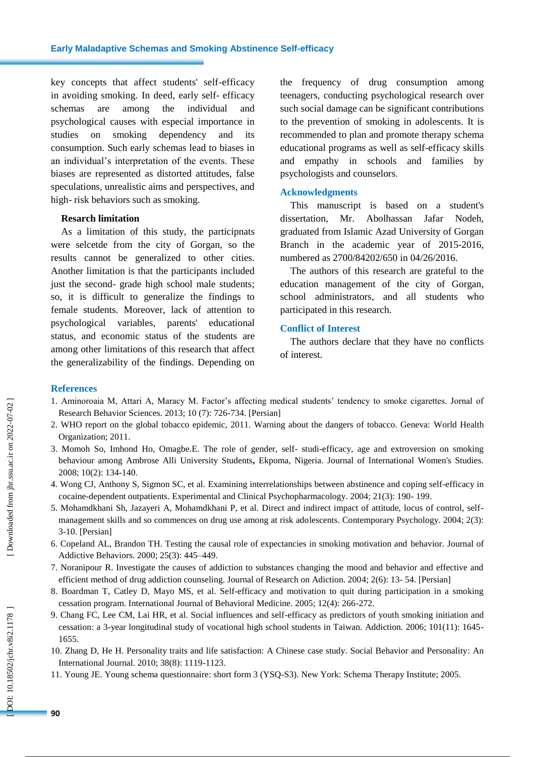key concepts that affect students' self-efficacy in avoiding smoking. In deed, early self- efficacy schemas are among the individual and psychological causes with especial importance in studies on smoking dependency and its consumption. Such early schemas lead to biases in an individual's interpretation of the events. These biases are represented as distorted attitudes, false speculations, unrealistic aims and perspectives, and high- risk behaviors such as smoking.

**Resarch limitation**

As a limitation of this study, the participnats were selcetde from the city of Gorgan, so the results cannot be generalized to other cities. Another limitation is that the participants included just the second- grade high school male students; so, it is difficult to generalize the findings to female students. Moreover, lack of attention to psychological variables, parents' educational status, and economic status of the students are among other limitations of this research that affect the generalizability of the findings. Depending on the frequency of drug consumption among teenagers, conducting psychological research over such social damage can be significant contributions to the prevention of smoking in adolescents. It is recommended to plan and promote therapy schema educational programs as well as self-efficacy skills and empathy in schools and families by psychologists and counselors.

## Acknowledgments

This manuscript is based on a student's dissertation, Mr. Abolhassan Jafar Nodeh, graduated from Islamic Azad University of Gorgan Branch in the academic year of 2015-2016, numbered as 2700/84202/650 in 04/26/2016.

The authors of this research are grateful to the education management of the city of Gorgan, school administrators, and all students who participated in this research.

## Conflict of Interest

The authors declare that they have no conflicts of interest.

## References

1. Aminoroaia M, Attari A, Maracy M. Factor's affecting medical students' tendency to smoke cigarettes. Jornal of Research Behavior Sciences. 2013; 10 (7): 726-734. [Persian]
2. WHO report on the global tobacco epidemic, 2011. Warning about the dangers of tobacco. Geneva: World Health Organization; 2011.
3. Momoh So, Imhond Ho, Omagbe.E. The role of gender, self- studi-efficacy, age and extroversion on smoking behaviour among Ambrose Alli University Students**,** Ekpoma, Nigeria. Journal of International Women's Studies. 2008; 10(2): 134-140.
4. Wong CJ, Anthony S, Sigmon SC, et al. Examining interrelationships between abstinence and coping self-efficacy in cocaine-dependent outpatients. Experimental and Clinical Psychopharmacology. 2004; 21(3): 190- 199.
5. Mohamdkhani Sh, Jazayeri A, Mohamdkhani P, et al. Direct and indirect impact of attitude, locus of control, self-management skills and so commences on drug use among at risk adolescents. Contemporary Psychology. 2004; 2(3): 3-10. [Persian]
6. Copeland AL, Brandon TH. Testing the causal role of expectancies in smoking motivation and behavior. Journal of Addictive Behaviors. 2000; 25(3): 445–449.
7. Noranipour R. Investigate the causes of addiction to substances changing the mood and behavior and effective and efficient method of drug addiction counseling. Journal of Research on Adiction. 2004; 2(6): 13- 54. [Persian]
8. Boardman T, Catley D, Mayo MS, et al. Self-efficacy and motivation to quit during participation in a smoking cessation program. International Journal of Behavioral Medicine. 2005; 12(4): 266-272.
9. Chang FC, Lee CM, Lai HR, et al. Social influences and self-efficacy as predictors of youth smoking initiation and cessation: a 3-year longitudinal study of vocational high school students in Taiwan. Addiction. 2006; 101(11): 1645-1655.
10. Zhang D, He H. Personality traits and life satisfaction: A Chinese case study. Social Behavior and Personality: An International Journal. 2010; 38(8): 1119-1123.
11. Young JE. Young schema questionnaire: short form 3 (YSQ-S3). New York: Schema Therapy Institute; 2005.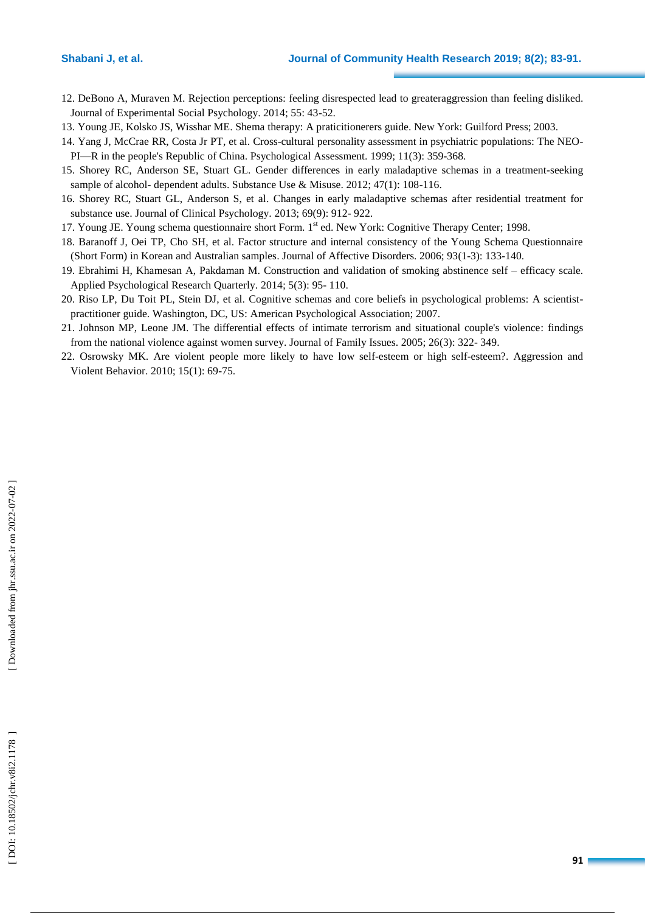12. DeBono A, Muraven M. Rejection perceptions: feeling disrespected lead to greateraggression than feeling disliked. Journal of Experimental Social Psychology. 2014; 55: 43-52.
13. Young JE, Kolsko JS, Wisshar ME. Shema therapy: A praticitionerers guide. New York: Guilford Press; 2003.
14. Yang J, McCrae RR, Costa Jr PT, et al. Cross-cultural personality assessment in psychiatric populations: The NEO-PI—R in the people's Republic of China. Psychological Assessment. 1999; 11(3): 359-368.
15. Shorey RC, Anderson SE, Stuart GL. Gender differences in early maladaptive schemas in a treatment-seeking sample of alcohol- dependent adults. Substance Use & Misuse. 2012; 47(1): 108-116.
16. Shorey RC, Stuart GL, Anderson S, et al. Changes in early maladaptive schemas after residential treatment for substance use. Journal of Clinical Psychology. 2013; 69(9): 912- 922.
17. Young JE. Young schema questionnaire short Form. 1st ed. New York: Cognitive Therapy Center; 1998.
18. Baranoff J, Oei TP, Cho SH, et al. Factor structure and internal consistency of the Young Schema Questionnaire (Short Form) in Korean and Australian samples. Journal of Affective Disorders. 2006; 93(1-3): 133-140.
19. Ebrahimi H, Khamesan A, Pakdaman M. Construction and validation of smoking abstinence self – efficacy scale. Applied Psychological Research Quarterly. 2014; 5(3): 95- 110.
20. Riso LP, Du Toit PL, Stein DJ, et al. Cognitive schemas and core beliefs in psychological problems: A scientist-practitioner guide. Washington, DC, US: American Psychological Association; 2007.
21. Johnson MP, Leone JM. The differential effects of intimate terrorism and situational couple's violence: findings from the national violence against women survey. Journal of Family Issues. 2005; 26(3): 322- 349.
22. Osrowsky MK. Are violent people more likely to have low self-esteem or high self-esteem?. Aggression and Violent Behavior. 2010; 15(1): 69-75.